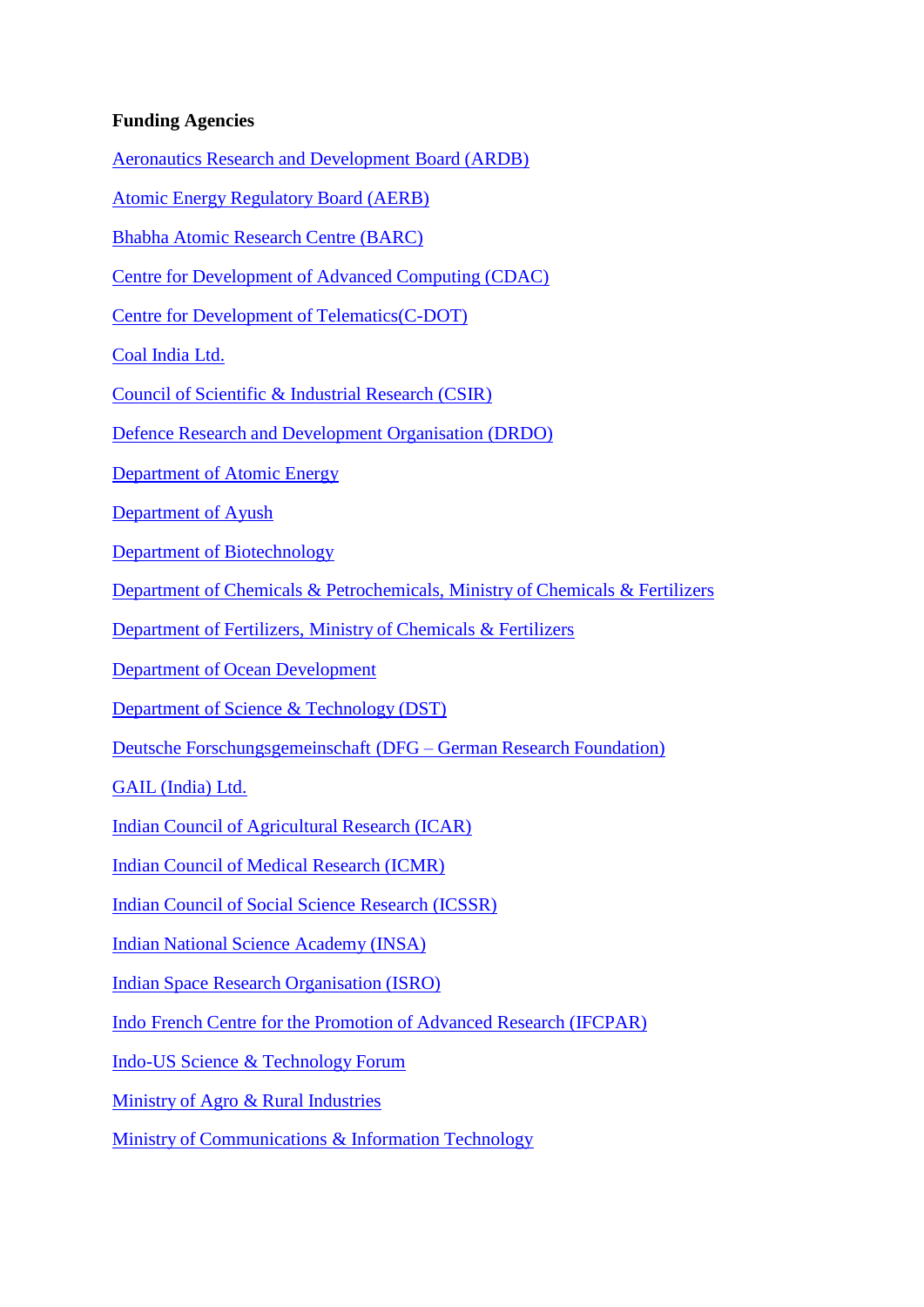**Funding Agencies**

Aeronautics Research and Development Board (ARDB)

Atomic Energy Regulatory Board (AERB)

Bhabha Atomic Research Centre (BARC)

Centre for Development of Advanced Computing (CDAC)

Centre for Development of Telematics(C-DOT)

Coal India Ltd.

Council of Scientific & Industrial Research (CSIR)

Defence Research and Development Organisation (DRDO)

Department of Atomic Energy

Department of Ayush

Department of Biotechnology

Department of Chemicals & Petrochemicals, Ministry of Chemicals & Fertilizers

Department of Fertilizers, Ministry of Chemicals & Fertilizers

Department of Ocean Development

Department of Science & Technology (DST)

Deutsche Forschungsgemeinschaft (DFG – German Research Foundation)

GAIL (India) Ltd.

Indian Council of Agricultural Research (ICAR)

Indian Council of Medical Research (ICMR)

Indian Council of Social Science Research (ICSSR)

Indian National Science Academy (INSA)

Indian Space Research Organisation (ISRO)

Indo French Centre for the Promotion of Advanced Research (IFCPAR)

Indo-US Science & Technology Forum

Ministry of Agro & Rural Industries

Ministry of Communications & Information Technology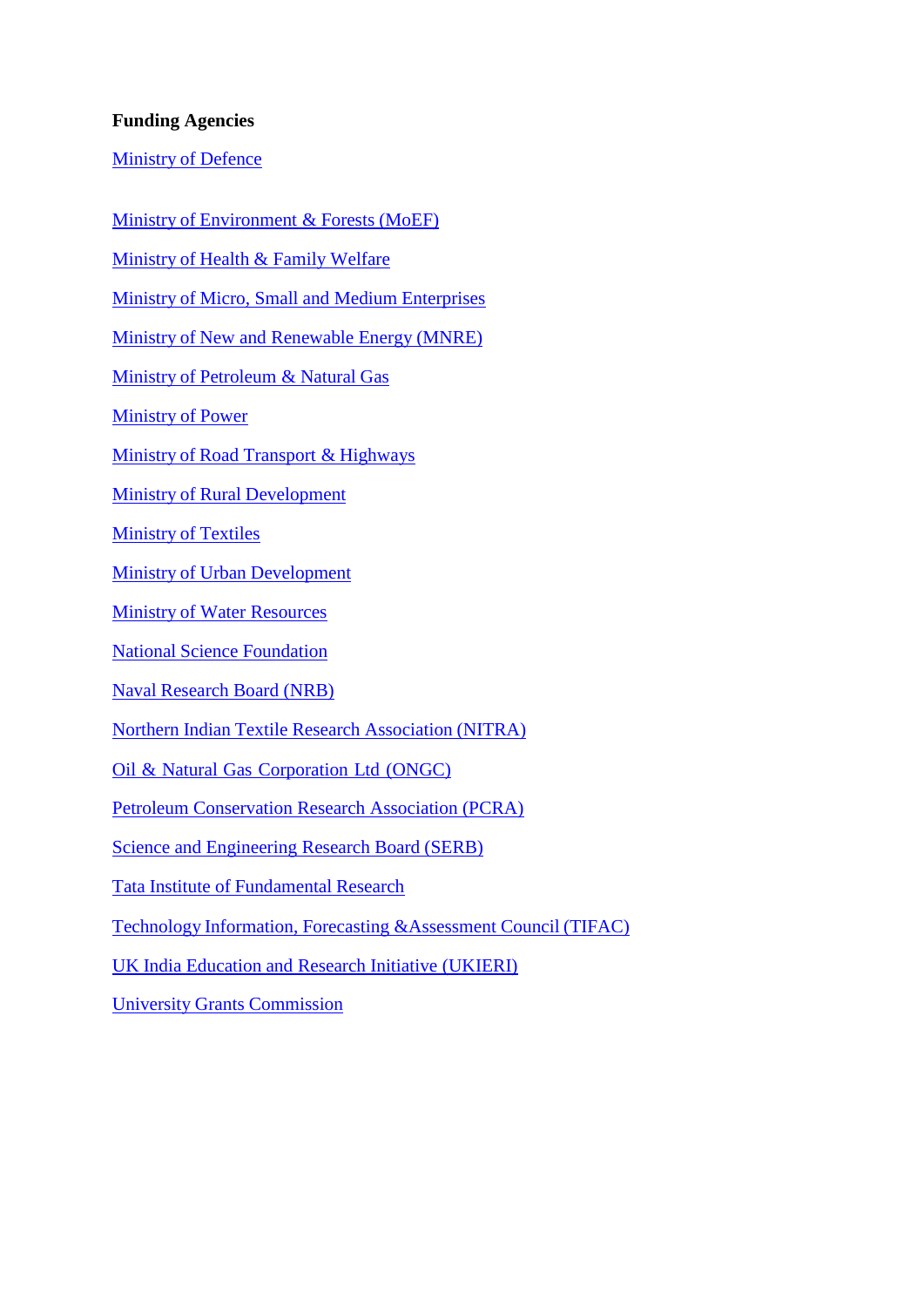**Funding Agencies**

Ministry of Defence

Ministry of Environment & Forests (MoEF)

Ministry of Health & Family Welfare

Ministry of Micro, Small and Medium Enterprises

Ministry of New and Renewable Energy (MNRE)

Ministry of Petroleum & Natural Gas

Ministry of Power

Ministry of Road Transport & Highways

Ministry of Rural Development

Ministry of Textiles

Ministry of Urban Development

Ministry of Water Resources

National Science Foundation

Naval Research Board (NRB)

Northern Indian Textile Research Association (NITRA)

Oil & Natural Gas Corporation Ltd (ONGC)

Petroleum Conservation Research Association (PCRA)

Science and Engineering Research Board (SERB)

Tata Institute of Fundamental Research

Technology Information, Forecasting &Assessment Council (TIFAC)

UK India Education and Research Initiative (UKIERI)

University Grants Commission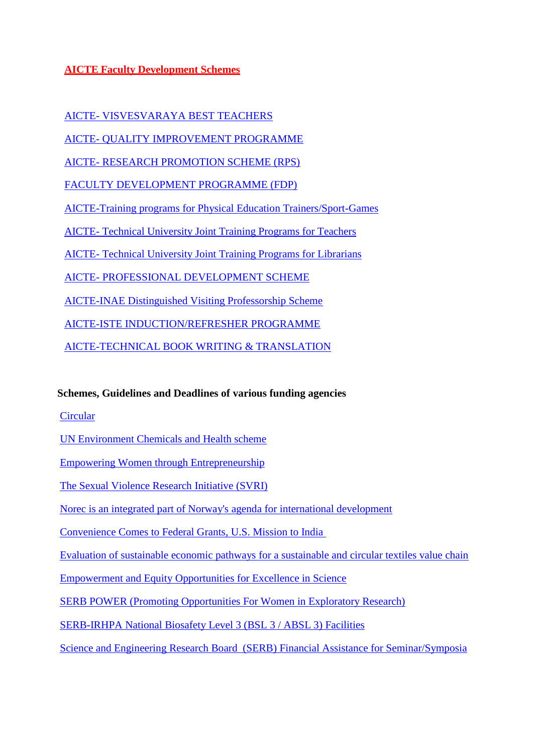## AICTE Faculty Development Schemes

AICTE- VISVESVARAYA BEST TEACHERS

AICTE- QUALITY IMPROVEMENT PROGRAMME

AICTE- RESEARCH PROMOTION SCHEME (RPS)

FACULTY DEVELOPMENT PROGRAMME (FDP)

AICTE-Training programs for Physical Education Trainers/Sport-Games

AICTE- Technical University Joint Training Programs for Teachers

AICTE- Technical University Joint Training Programs for Librarians

AICTE- PROFESSIONAL DEVELOPMENT SCHEME

AICTE-INAE Distinguished Visiting Professorship Scheme

AICTE-ISTE INDUCTION/REFRESHER PROGRAMME

AICTE-TECHNICAL BOOK WRITING & TRANSLATION

**Schemes, Guidelines and Deadlines of various funding agencies**

Circular

UN Environment Chemicals and Health scheme

Empowering Women through Entrepreneurship

The Sexual Violence Research Initiative (SVRI)

Norec is an integrated part of Norway's agenda for international development

Convenience Comes to Federal Grants, U.S. Mission to India

Evaluation of sustainable economic pathways for a sustainable and circular textiles value chain

Empowerment and Equity Opportunities for Excellence in Science

SERB POWER (Promoting Opportunities For Women in Exploratory Research)

SERB-IRHPA National Biosafety Level 3 (BSL 3 / ABSL 3) Facilities

Science and Engineering Research Board (SERB) Financial Assistance for Seminar/Symposia